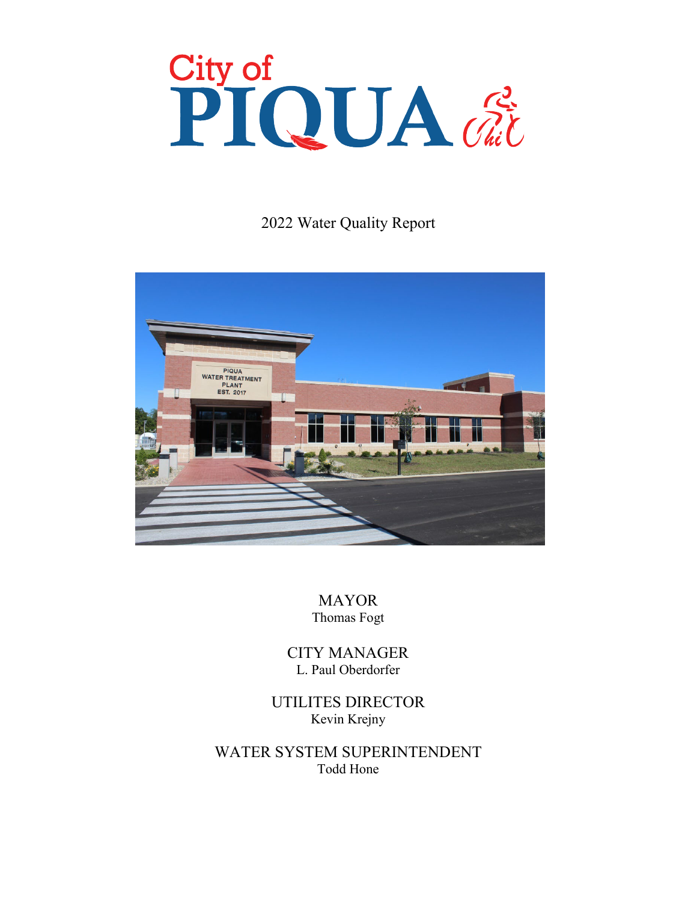# City of PIQUA

2022 Water Quality Report

MAYOR
Thomas Fogt

CITY MANAGER
L. Paul Oberdorfer

UTILITES DIRECTOR
Kevin Krejny

WATER SYSTEM SUPERINTENDENT
Todd Hone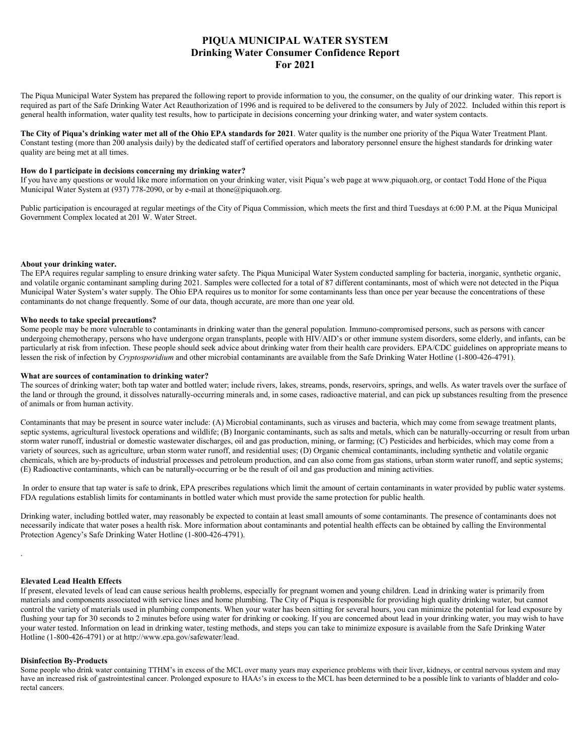# PIQUA MUNICIPAL WATER SYSTEM
## Drinking Water Consumer Confidence Report
## For 2021

The Piqua Municipal Water System has prepared the following report to provide information to you, the consumer, on the quality of our drinking water. This report is required as part of the Safe Drinking Water Act Reauthorization of 1996 and is required to be delivered to the consumers by July of 2022. Included within this report is general health information, water quality test results, how to participate in decisions concerning your drinking water, and water system contacts.

**The City of Piqua's drinking water met all of the Ohio EPA standards for 2021**. Water quality is the number one priority of the Piqua Water Treatment Plant. Constant testing (more than 200 analysis daily) by the dedicated staff of certified operators and laboratory personnel ensure the highest standards for drinking water quality are being met at all times.

**How do I participate in decisions concerning my drinking water?**
If you have any questions or would like more information on your drinking water, visit Piqua's web page at www.piquaoh.org, or contact Todd Hone of the Piqua Municipal Water System at (937) 778-2090, or by e-mail at thone@piquaoh.org.

Public participation is encouraged at regular meetings of the City of Piqua Commission, which meets the first and third Tuesdays at 6:00 P.M. at the Piqua Municipal Government Complex located at 201 W. Water Street.

**About your drinking water.**
The EPA requires regular sampling to ensure drinking water safety. The Piqua Municipal Water System conducted sampling for bacteria, inorganic, synthetic organic, and volatile organic contaminant sampling during 2021. Samples were collected for a total of 87 different contaminants, most of which were not detected in the Piqua Municipal Water System's water supply. The Ohio EPA requires us to monitor for some contaminants less than once per year because the concentrations of these contaminants do not change frequently. Some of our data, though accurate, are more than one year old.

**Who needs to take special precautions?**
Some people may be more vulnerable to contaminants in drinking water than the general population. Immuno-compromised persons, such as persons with cancer undergoing chemotherapy, persons who have undergone organ transplants, people with HIV/AID's or other immune system disorders, some elderly, and infants, can be particularly at risk from infection. These people should seek advice about drinking water from their health care providers. EPA/CDC guidelines on appropriate means to lessen the risk of infection by *Cryptosporidium* and other microbial contaminants are available from the Safe Drinking Water Hotline (1-800-426-4791).

**What are sources of contamination to drinking water?**
The sources of drinking water; both tap water and bottled water; include rivers, lakes, streams, ponds, reservoirs, springs, and wells. As water travels over the surface of the land or through the ground, it dissolves naturally-occurring minerals and, in some cases, radioactive material, and can pick up substances resulting from the presence of animals or from human activity.

Contaminants that may be present in source water include: (A) Microbial contaminants, such as viruses and bacteria, which may come from sewage treatment plants, septic systems, agricultural livestock operations and wildlife; (B) Inorganic contaminants, such as salts and metals, which can be naturally-occurring or result from urban storm water runoff, industrial or domestic wastewater discharges, oil and gas production, mining, or farming; (C) Pesticides and herbicides, which may come from a variety of sources, such as agriculture, urban storm water runoff, and residential uses; (D) Organic chemical contaminants, including synthetic and volatile organic chemicals, which are by-products of industrial processes and petroleum production, and can also come from gas stations, urban storm water runoff, and septic systems; (E) Radioactive contaminants, which can be naturally-occurring or be the result of oil and gas production and mining activities.

In order to ensure that tap water is safe to drink, EPA prescribes regulations which limit the amount of certain contaminants in water provided by public water systems. FDA regulations establish limits for contaminants in bottled water which must provide the same protection for public health.

Drinking water, including bottled water, may reasonably be expected to contain at least small amounts of some contaminants. The presence of contaminants does not necessarily indicate that water poses a health risk. More information about contaminants and potential health effects can be obtained by calling the Environmental Protection Agency's Safe Drinking Water Hotline (1-800-426-4791).

**Elevated Lead Health Effects**
If present, elevated levels of lead can cause serious health problems, especially for pregnant women and young children. Lead in drinking water is primarily from materials and components associated with service lines and home plumbing. The City of Piqua is responsible for providing high quality drinking water, but cannot control the variety of materials used in plumbing components. When your water has been sitting for several hours, you can minimize the potential for lead exposure by flushing your tap for 30 seconds to 2 minutes before using water for drinking or cooking. If you are concerned about lead in your drinking water, you may wish to have your water tested. Information on lead in drinking water, testing methods, and steps you can take to minimize exposure is available from the Safe Drinking Water Hotline (1-800-426-4791) or at http://www.epa.gov/safewater/lead.

**Disinfection By-Products**
Some people who drink water containing TTHM's in excess of the MCL over many years may experience problems with their liver, kidneys, or central nervous system and may have an increased risk of gastrointestinal cancer. Prolonged exposure to $HAA_5$'s in excess to the MCL has been determined to be a possible link to variants of bladder and colo-rectal cancers.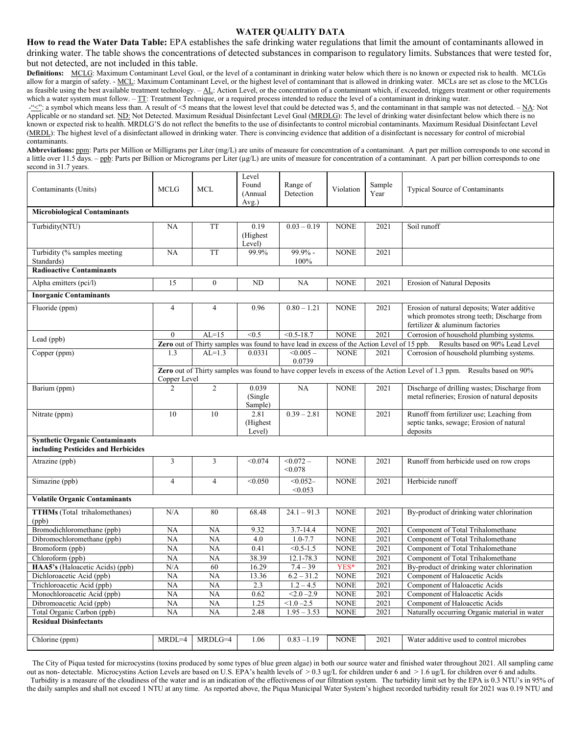# WATER QUALITY DATA

**How to read the Water Data Table:** EPA establishes the safe drinking water regulations that limit the amount of contaminants allowed in drinking water. The table shows the concentrations of detected substances in comparison to regulatory limits. Substances that were tested for, but not detected, are not included in this table.

**Definitions:** MCLG: Maximum Contaminant Level Goal, or the level of a contaminant in drinking water below which there is no known or expected risk to health. MCLGs allow for a margin of safety. - MCL: Maximum Contaminant Level, or the highest level of contaminant that is allowed in drinking water. MCLs are set as close to the MCLGs as feasible using the best available treatment technology. – AL: Action Level, or the concentration of a contaminant which, if exceeded, triggers treatment or other requirements which a water system must follow. – TT: Treatment Technique, or a required process intended to reduce the level of a contaminant in drinking water.
-"<": a symbol which means less than. A result of <5 means that the lowest level that could be detected was 5, and the contaminant in that sample was not detected. – NA: Not Applicable or no standard set. ND: Not Detected. Maximum Residual Disinfectant Level Goal (MRDLG): The level of drinking water disinfectant below which there is no known or expected risk to health. MRDLG'S do not reflect the benefits to the use of disinfectants to control microbial contaminants. Maximum Residual Disinfectant Level (MRDL): The highest level of a disinfectant allowed in drinking water. There is convincing evidence that addition of a disinfectant is necessary for control of microbial contaminants.

**Abbreviations:** ppm: Parts per Million or Milligrams per Liter (mg/L) are units of measure for concentration of a contaminant. A part per million corresponds to one second in a little over 11.5 days. – ppb: Parts per Billion or Micrograms per Liter (µg/L) are units of measure for concentration of a contaminant. A part per billion corresponds to one second in 31.7 years.

| Contaminants (Units) | MCLG | MCL | Level Found (Annual Avg.) | Range of Detection | Violation | Sample Year | Typical Source of Contaminants |
|---|---|---|---|---|---|---|---|
| **Microbiological Contaminants** | | | | | | | |
| Turbidity(NTU) | NA | TT | 0.19 (Highest Level) | 0.03 – 0.19 | NONE | 2021 | Soil runoff |
| Turbidity (% samples meeting Standards) | NA | TT | 99.9% | 99.9% - 100% | NONE | 2021 | |
| **Radioactive Contaminants** | | | | | | | |
| Alpha emitters (pci/l) | 15 | 0 | ND | NA | NONE | 2021 | Erosion of Natural Deposits |
| **Inorganic Contaminants** | | | | | | | |
| Fluoride (ppm) | 4 | 4 | 0.96 | 0.80 – 1.21 | NONE | 2021 | Erosion of natural deposits; Water additive which promotes strong teeth; Discharge from fertilizer & aluminum factories |
| Lead (ppb) | 0 | AL=15 | <0.5 | <0.5-18.7 | NONE | 2021 | Corrosion of household plumbing systems. |
| | **Zero** out of Thirty samples was found to have lead in excess of the Action Level of 15 ppb. Results based on 90% Lead Level | | | | | | |
| Copper (ppm) | 1.3 | AL=1.3 | 0.0331 | <0.005 – 0.0739 | NONE | 2021 | Corrosion of household plumbing systems. |
| | **Zero** out of Thirty samples was found to have copper levels in excess of the Action Level of 1.3 ppm. Results based on 90% Copper Level | | | | | | |
| Barium (ppm) | 2 | 2 | 0.039 (Single Sample) | NA | NONE | 2021 | Discharge of drilling wastes; Discharge from metal refineries; Erosion of natural deposits |
| Nitrate (ppm) | 10 | 10 | 2.81 (Highest Level) | 0.39 – 2.81 | NONE | 2021 | Runoff from fertilizer use; Leaching from septic tanks, sewage; Erosion of natural deposits |
| **Synthetic Organic Contaminants including Pesticides and Herbicides** | | | | | | | |
| Atrazine (ppb) | 3 | 3 | <0.074 | <0.072 – <0.078 | NONE | 2021 | Runoff from herbicide used on row crops |
| Simazine (ppb) | 4 | 4 | <0.050 | <0.052– <0.053 | NONE | 2021 | Herbicide runoff |
| **Volatile Organic Contaminants** | | | | | | | |
| **TTHMs** (Total trihalomethanes) (ppb) | N/A | 80 | 68.48 | 24.1 – 91.3 | NONE | 2021 | By-product of drinking water chlorination |
| Bromodichloromethane (ppb) | NA | NA | 9.32 | 3.7-14.4 | NONE | 2021 | Component of Total Trihalomethane |
| Dibromochloromethane (ppb) | NA | NA | 4.0 | 1.0-7.7 | NONE | 2021 | Component of Total Trihalomethane |
| Bromoform (ppb) | NA | NA | 0.41 | <0.5-1.5 | NONE | 2021 | Component of Total Trihalomethane |
| Chloroform (ppb) | NA | NA | 38.39 | 12.1-78.3 | NONE | 2021 | Component of Total Trihalomethane |
| **HAA5's** (Haloacetic Acids) (ppb) | N/A | 60 | 16.29 | 7.4 – 39 | YES* | 2021 | By-product of drinking water chlorination |
| Dichloroacetic Acid (ppb) | NA | NA | 13.36 | 6.2 – 31.2 | NONE | 2021 | Component of Haloacetic Acids |
| Trichloroacetic Acid (ppb) | NA | NA | 2.3 | 1.2 – 4.5 | NONE | 2021 | Component of Haloacetic Acids |
| Monochloroacetic Acid (ppb) | NA | NA | 0.62 | <2.0 –2.9 | NONE | 2021 | Component of Haloacetic Acids |
| Dibromoacetic Acid (ppb) | NA | NA | 1.25 | <1.0 –2.5 | NONE | 2021 | Component of Haloacetic Acids |
| Total Organic Carbon (ppb) | NA | NA | 2.48 | 1.95 – 3.53 | NONE | 2021 | Naturally occurring Organic material in water |
| **Residual Disinfectants** | | | | | | | |
| Chlorine (ppm) | MRDL=4 | MRDLG=4 | 1.06 | 0.83 –1.19 | NONE | 2021 | Water additive used to control microbes |

The City of Piqua tested for microcystins (toxins produced by some types of blue green algae) in both our source water and finished water throughout 2021. All sampling came out as non- detectable. Microcystins Action Levels are based on U.S. EPA's health levels of > 0.3 ug/L for children under 6 and > 1.6 ug/L for children over 6 and adults.

Turbidity is a measure of the cloudiness of the water and is an indication of the effectiveness of our filtration system. The turbidity limit set by the EPA is 0.3 NTU's in 95% of the daily samples and shall not exceed 1 NTU at any time. As reported above, the Piqua Municipal Water System's highest recorded turbidity result for 2021 was 0.19 NTU and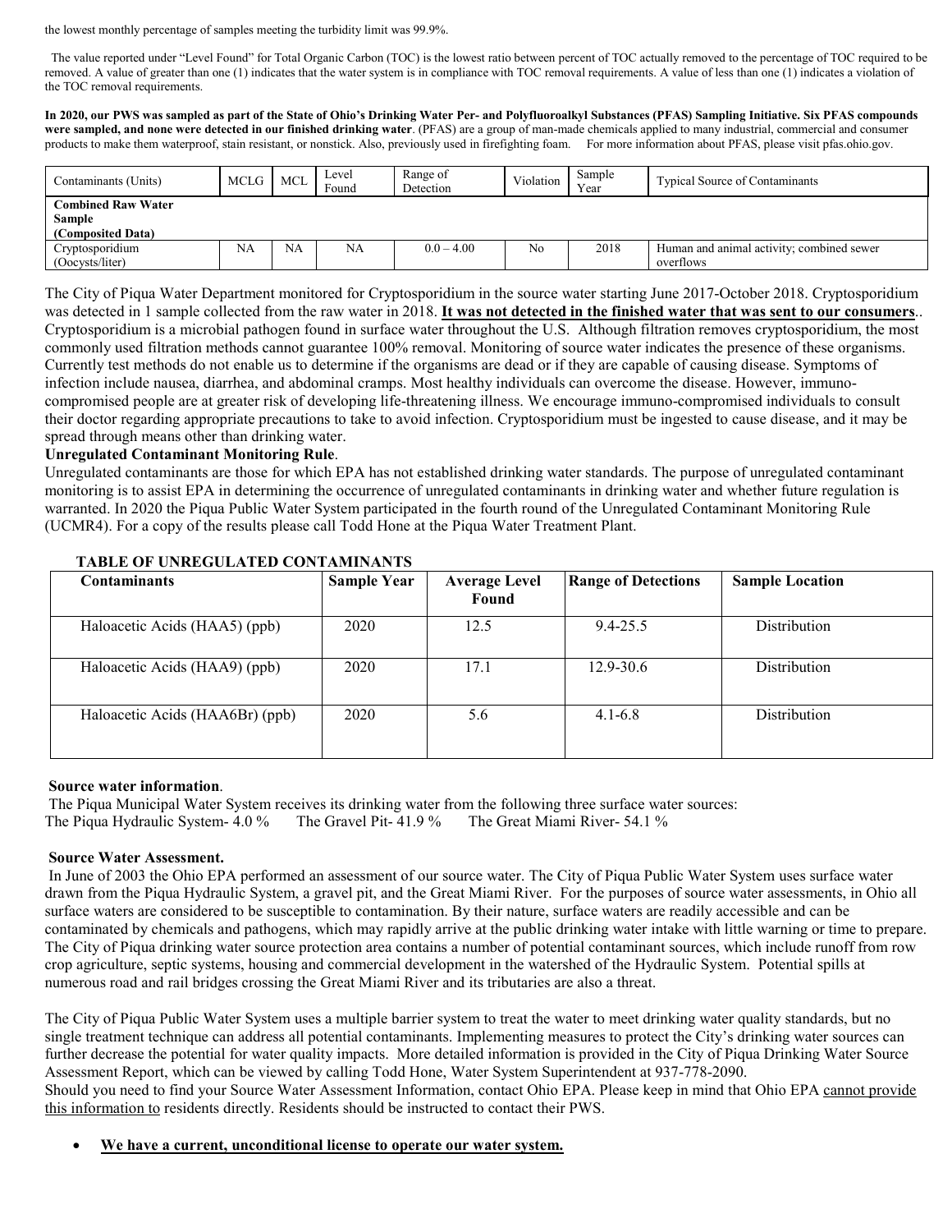the lowest monthly percentage of samples meeting the turbidity limit was 99.9%.

The value reported under "Level Found" for Total Organic Carbon (TOC) is the lowest ratio between percent of TOC actually removed to the percentage of TOC required to be removed. A value of greater than one (1) indicates that the water system is in compliance with TOC removal requirements. A value of less than one (1) indicates a violation of the TOC removal requirements.

**In 2020, our PWS was sampled as part of the State of Ohio's Drinking Water Per- and Polyfluoroalkyl Substances (PFAS) Sampling Initiative. Six PFAS compounds were sampled, and none were detected in our finished drinking water**. (PFAS) are a group of man-made chemicals applied to many industrial, commercial and consumer products to make them waterproof, stain resistant, or nonstick. Also, previously used in firefighting foam. For more information about PFAS, please visit pfas.ohio.gov.

| Contaminants (Units) | MCLG | MCL | Level Found | Range of Detection | Violation | Sample Year | Typical Source of Contaminants |
|---|---|---|---|---|---|---|---|
| **Combined Raw Water Sample (Composited Data)** | | | | | | | |
| Cryptosporidium (Oocysts/liter) | NA | NA | NA | 0.0 – 4.00 | No | 2018 | Human and animal activity; combined sewer overflows |

The City of Piqua Water Department monitored for Cryptosporidium in the source water starting June 2017-October 2018. Cryptosporidium was detected in 1 sample collected from the raw water in 2018. **<u>It was not detected in the finished water that was sent to our consumers</u>**.. Cryptosporidium is a microbial pathogen found in surface water throughout the U.S. Although filtration removes cryptosporidium, the most commonly used filtration methods cannot guarantee 100% removal. Monitoring of source water indicates the presence of these organisms. Currently test methods do not enable us to determine if the organisms are dead or if they are capable of causing disease. Symptoms of infection include nausea, diarrhea, and abdominal cramps. Most healthy individuals can overcome the disease. However, immuno-compromised people are at greater risk of developing life-threatening illness. We encourage immuno-compromised individuals to consult their doctor regarding appropriate precautions to take to avoid infection. Cryptosporidium must be ingested to cause disease, and it may be spread through means other than drinking water.

**Unregulated Contaminant Monitoring Rule**.

Unregulated contaminants are those for which EPA has not established drinking water standards. The purpose of unregulated contaminant monitoring is to assist EPA in determining the occurrence of unregulated contaminants in drinking water and whether future regulation is warranted. In 2020 the Piqua Public Water System participated in the fourth round of the Unregulated Contaminant Monitoring Rule (UCMR4). For a copy of the results please call Todd Hone at the Piqua Water Treatment Plant.

**TABLE OF UNREGULATED CONTAMINANTS**

| Contaminants | Sample Year | Average Level Found | Range of Detections | Sample Location |
|---|---|---|---|---|
| Haloacetic Acids (HAA5) (ppb) | 2020 | 12.5 | 9.4-25.5 | Distribution |
| Haloacetic Acids (HAA9) (ppb) | 2020 | 17.1 | 12.9-30.6 | Distribution |
| Haloacetic Acids (HAA6Br) (ppb) | 2020 | 5.6 | 4.1-6.8 | Distribution |

**Source water information**.

The Piqua Municipal Water System receives its drinking water from the following three surface water sources:
The Piqua Hydraulic System- 4.0 % The Gravel Pit- 41.9 % The Great Miami River- 54.1 %

**Source Water Assessment.**

In June of 2003 the Ohio EPA performed an assessment of our source water. The City of Piqua Public Water System uses surface water drawn from the Piqua Hydraulic System, a gravel pit, and the Great Miami River. For the purposes of source water assessments, in Ohio all surface waters are considered to be susceptible to contamination. By their nature, surface waters are readily accessible and can be contaminated by chemicals and pathogens, which may rapidly arrive at the public drinking water intake with little warning or time to prepare. The City of Piqua drinking water source protection area contains a number of potential contaminant sources, which include runoff from row crop agriculture, septic systems, housing and commercial development in the watershed of the Hydraulic System. Potential spills at numerous road and rail bridges crossing the Great Miami River and its tributaries are also a threat.

The City of Piqua Public Water System uses a multiple barrier system to treat the water to meet drinking water quality standards, but no single treatment technique can address all potential contaminants. Implementing measures to protect the City's drinking water sources can further decrease the potential for water quality impacts. More detailed information is provided in the City of Piqua Drinking Water Source Assessment Report, which can be viewed by calling Todd Hone, Water System Superintendent at 937-778-2090.
Should you need to find your Source Water Assessment Information, contact Ohio EPA. Please keep in mind that Ohio EPA <u>cannot provide this information to</u> residents directly. Residents should be instructed to contact their PWS.

- **<u>We have a current, unconditional license to operate our water system.</u>**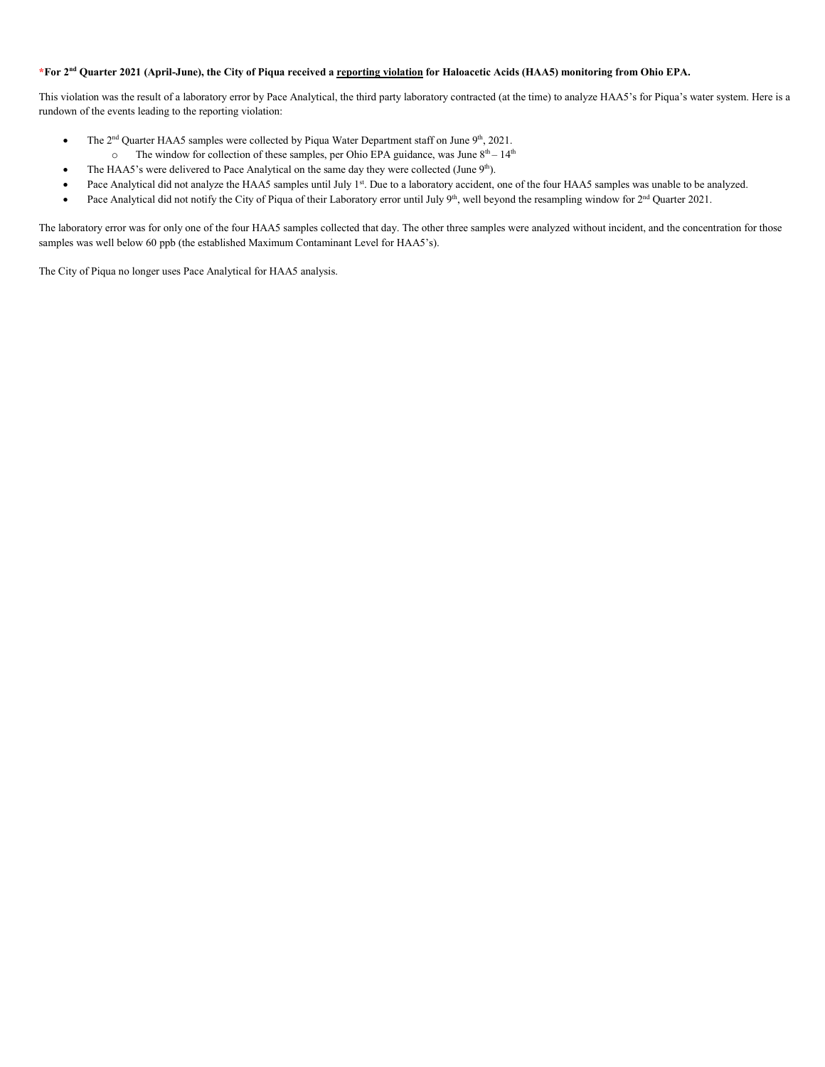**\*For 2nd Quarter 2021 (April-June), the City of Piqua received a <u>reporting violation</u> for Haloacetic Acids (HAA5) monitoring from Ohio EPA.**

This violation was the result of a laboratory error by Pace Analytical, the third party laboratory contracted (at the time) to analyze HAA5's for Piqua's water system. Here is a rundown of the events leading to the reporting violation:

- The 2nd Quarter HAA5 samples were collected by Piqua Water Department staff on June 9th, 2021.
  - The window for collection of these samples, per Ohio EPA guidance, was June 8th – 14th
- The HAA5's were delivered to Pace Analytical on the same day they were collected (June 9th).
- Pace Analytical did not analyze the HAA5 samples until July 1st. Due to a laboratory accident, one of the four HAA5 samples was unable to be analyzed.
- Pace Analytical did not notify the City of Piqua of their Laboratory error until July 9th, well beyond the resampling window for 2nd Quarter 2021.

The laboratory error was for only one of the four HAA5 samples collected that day. The other three samples were analyzed without incident, and the concentration for those samples was well below 60 ppb (the established Maximum Contaminant Level for HAA5's).

The City of Piqua no longer uses Pace Analytical for HAA5 analysis.